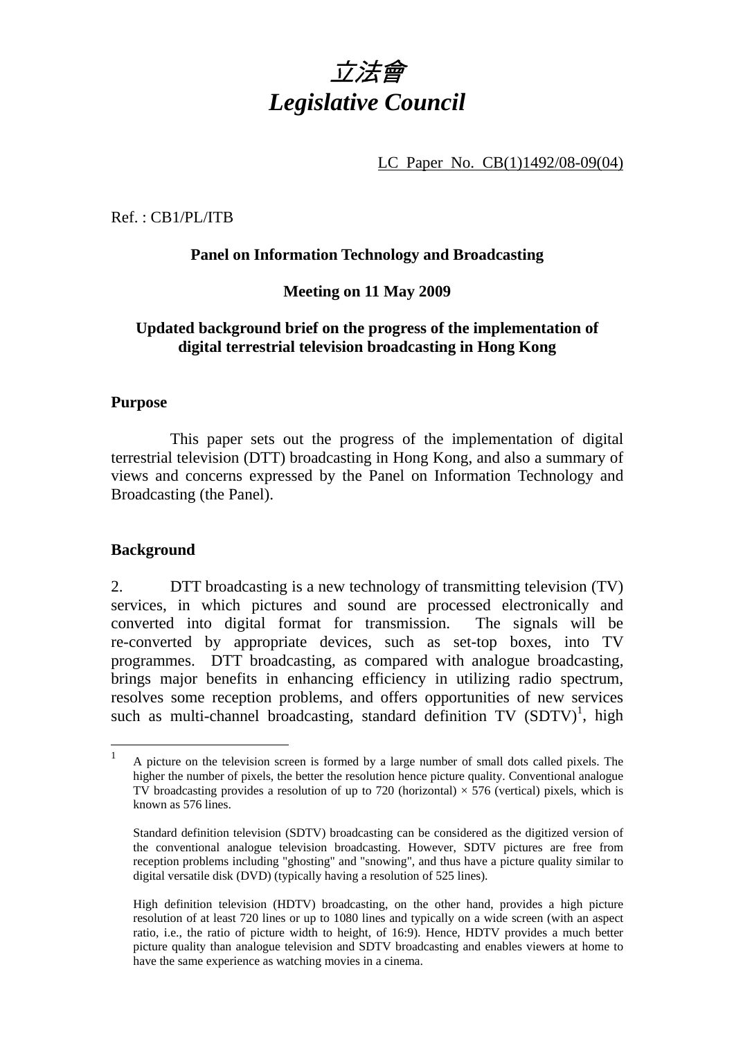# *立法會*
# *Legislative Council*

LC Paper No. CB(1)1492/08-09(04)

Ref. : CB1/PL/ITB

**Panel on Information Technology and Broadcasting**

**Meeting on 11 May 2009**

**Updated background brief on the progress of the implementation of digital terrestrial television broadcasting in Hong Kong**

## Purpose

This paper sets out the progress of the implementation of digital terrestrial television (DTT) broadcasting in Hong Kong, and also a summary of views and concerns expressed by the Panel on Information Technology and Broadcasting (the Panel).

## Background

2. DTT broadcasting is a new technology of transmitting television (TV) services, in which pictures and sound are processed electronically and converted into digital format for transmission. The signals will be re-converted by appropriate devices, such as set-top boxes, into TV programmes. DTT broadcasting, as compared with analogue broadcasting, brings major benefits in enhancing efficiency in utilizing radio spectrum, resolves some reception problems, and offers opportunities of new services such as multi-channel broadcasting, standard definition TV (SDTV)[1], high

---

[1] A picture on the television screen is formed by a large number of small dots called pixels. The higher the number of pixels, the better the resolution hence picture quality. Conventional analogue TV broadcasting provides a resolution of up to 720 (horizontal) × 576 (vertical) pixels, which is known as 576 lines.

Standard definition television (SDTV) broadcasting can be considered as the digitized version of the conventional analogue television broadcasting. However, SDTV pictures are free from reception problems including "ghosting" and "snowing", and thus have a picture quality similar to digital versatile disk (DVD) (typically having a resolution of 525 lines).

High definition television (HDTV) broadcasting, on the other hand, provides a high picture resolution of at least 720 lines or up to 1080 lines and typically on a wide screen (with an aspect ratio, i.e., the ratio of picture width to height, of 16:9). Hence, HDTV provides a much better picture quality than analogue television and SDTV broadcasting and enables viewers at home to have the same experience as watching movies in a cinema.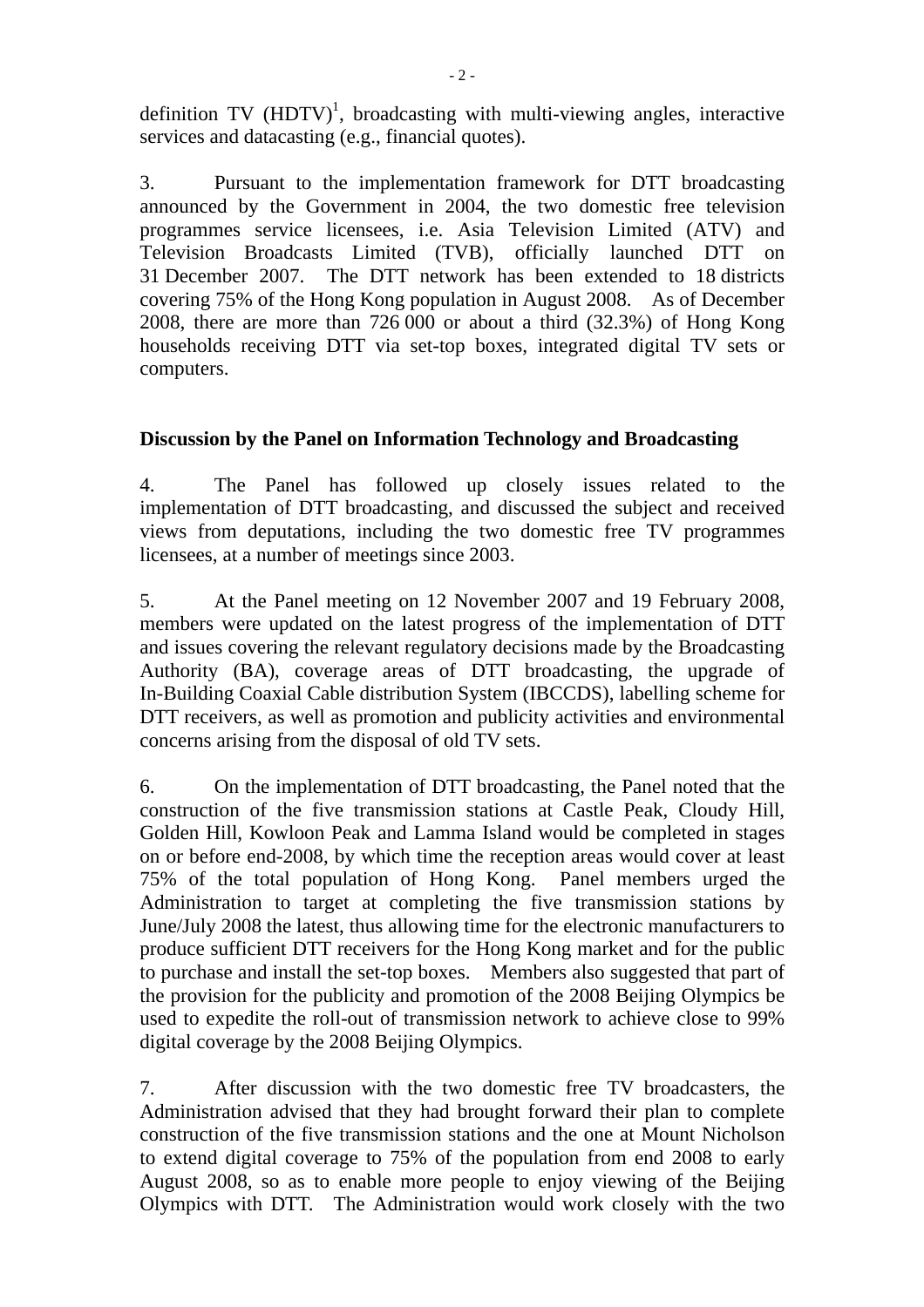definition TV (HDTV)[1], broadcasting with multi-viewing angles, interactive services and datacasting (e.g., financial quotes).

3. Pursuant to the implementation framework for DTT broadcasting announced by the Government in 2004, the two domestic free television programmes service licensees, i.e. Asia Television Limited (ATV) and Television Broadcasts Limited (TVB), officially launched DTT on 31 December 2007. The DTT network has been extended to 18 districts covering 75% of the Hong Kong population in August 2008. As of December 2008, there are more than 726 000 or about a third (32.3%) of Hong Kong households receiving DTT via set-top boxes, integrated digital TV sets or computers.

**Discussion by the Panel on Information Technology and Broadcasting**

4. The Panel has followed up closely issues related to the implementation of DTT broadcasting, and discussed the subject and received views from deputations, including the two domestic free TV programmes licensees, at a number of meetings since 2003.

5. At the Panel meeting on 12 November 2007 and 19 February 2008, members were updated on the latest progress of the implementation of DTT and issues covering the relevant regulatory decisions made by the Broadcasting Authority (BA), coverage areas of DTT broadcasting, the upgrade of In-Building Coaxial Cable distribution System (IBCCDS), labelling scheme for DTT receivers, as well as promotion and publicity activities and environmental concerns arising from the disposal of old TV sets.

6. On the implementation of DTT broadcasting, the Panel noted that the construction of the five transmission stations at Castle Peak, Cloudy Hill, Golden Hill, Kowloon Peak and Lamma Island would be completed in stages on or before end-2008, by which time the reception areas would cover at least 75% of the total population of Hong Kong. Panel members urged the Administration to target at completing the five transmission stations by June/July 2008 the latest, thus allowing time for the electronic manufacturers to produce sufficient DTT receivers for the Hong Kong market and for the public to purchase and install the set-top boxes. Members also suggested that part of the provision for the publicity and promotion of the 2008 Beijing Olympics be used to expedite the roll-out of transmission network to achieve close to 99% digital coverage by the 2008 Beijing Olympics.

7. After discussion with the two domestic free TV broadcasters, the Administration advised that they had brought forward their plan to complete construction of the five transmission stations and the one at Mount Nicholson to extend digital coverage to 75% of the population from end 2008 to early August 2008, so as to enable more people to enjoy viewing of the Beijing Olympics with DTT. The Administration would work closely with the two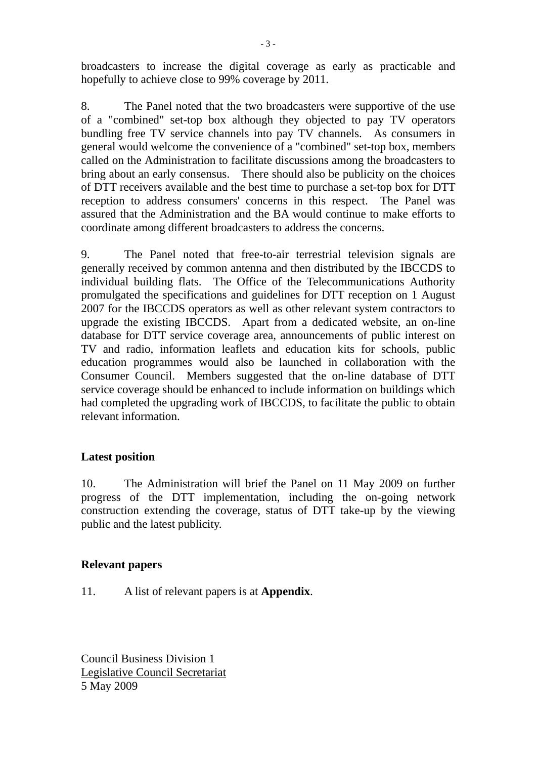broadcasters to increase the digital coverage as early as practicable and hopefully to achieve close to 99% coverage by 2011.

8. The Panel noted that the two broadcasters were supportive of the use of a "combined" set-top box although they objected to pay TV operators bundling free TV service channels into pay TV channels. As consumers in general would welcome the convenience of a "combined" set-top box, members called on the Administration to facilitate discussions among the broadcasters to bring about an early consensus. There should also be publicity on the choices of DTT receivers available and the best time to purchase a set-top box for DTT reception to address consumers' concerns in this respect. The Panel was assured that the Administration and the BA would continue to make efforts to coordinate among different broadcasters to address the concerns.

9. The Panel noted that free-to-air terrestrial television signals are generally received by common antenna and then distributed by the IBCCDS to individual building flats. The Office of the Telecommunications Authority promulgated the specifications and guidelines for DTT reception on 1 August 2007 for the IBCCDS operators as well as other relevant system contractors to upgrade the existing IBCCDS. Apart from a dedicated website, an on-line database for DTT service coverage area, announcements of public interest on TV and radio, information leaflets and education kits for schools, public education programmes would also be launched in collaboration with the Consumer Council. Members suggested that the on-line database of DTT service coverage should be enhanced to include information on buildings which had completed the upgrading work of IBCCDS, to facilitate the public to obtain relevant information.

**Latest position**

10. The Administration will brief the Panel on 11 May 2009 on further progress of the DTT implementation, including the on-going network construction extending the coverage, status of DTT take-up by the viewing public and the latest publicity.

**Relevant papers**

11. A list of relevant papers is at **Appendix**.

Council Business Division 1
Legislative Council Secretariat
5 May 2009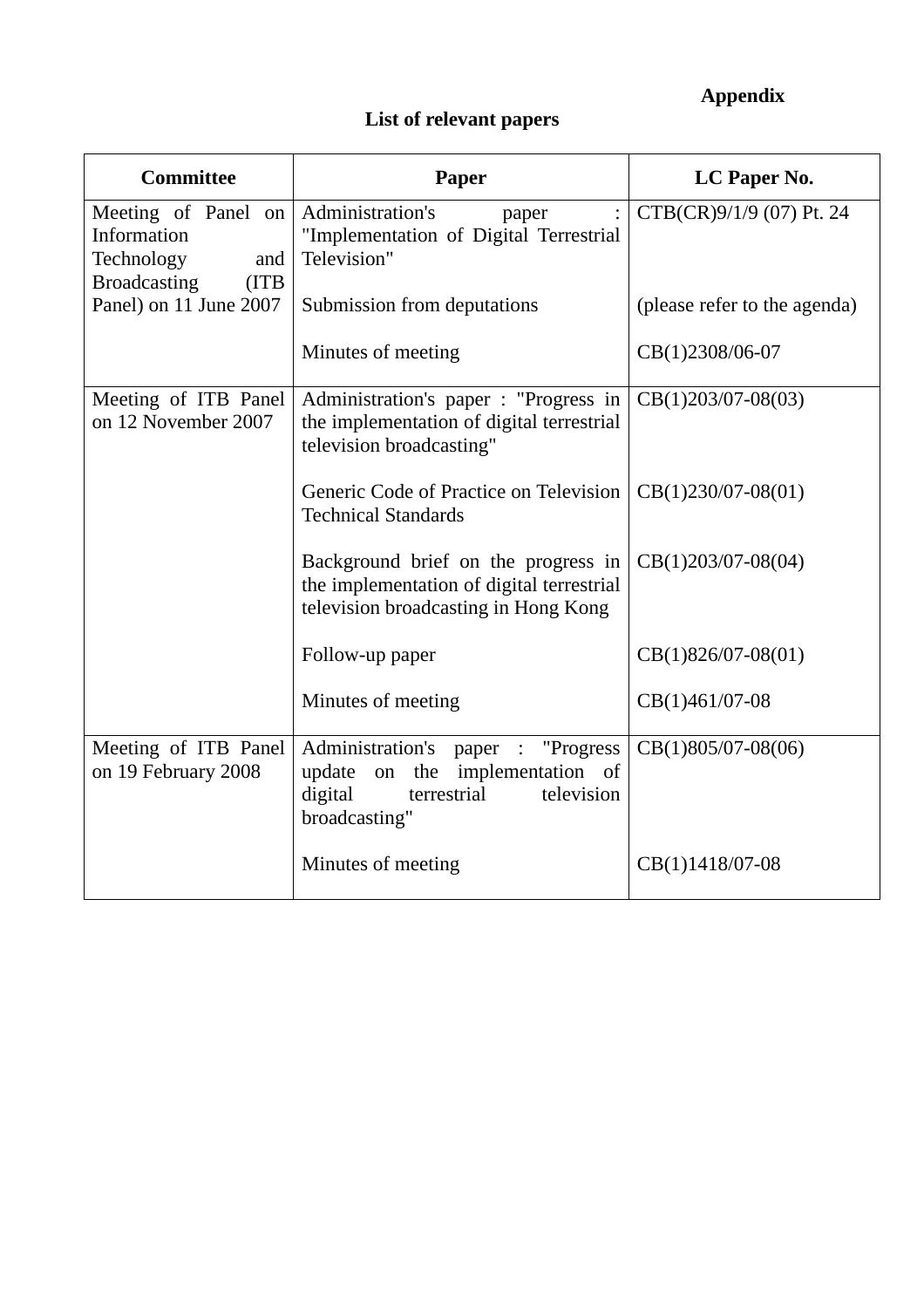**Appendix**

**List of relevant papers**

| Committee | Paper | LC Paper No. |
|---|---|---|
| Meeting of Panel on Information Technology and Broadcasting (ITB Panel) on 11 June 2007 | Administration's paper : "Implementation of Digital Terrestrial Television" | CTB(CR)9/1/9 (07) Pt. 24 |
| | Submission from deputations | (please refer to the agenda) |
| | Minutes of meeting | CB(1)2308/06-07 |
| Meeting of ITB Panel on 12 November 2007 | Administration's paper : "Progress in the implementation of digital terrestrial television broadcasting" | CB(1)203/07-08(03) |
| | Generic Code of Practice on Television Technical Standards | CB(1)230/07-08(01) |
| | Background brief on the progress in the implementation of digital terrestrial television broadcasting in Hong Kong | CB(1)203/07-08(04) |
| | Follow-up paper | CB(1)826/07-08(01) |
| | Minutes of meeting | CB(1)461/07-08 |
| Meeting of ITB Panel on 19 February 2008 | Administration's paper : "Progress update on the implementation of digital terrestrial television broadcasting" | CB(1)805/07-08(06) |
| | Minutes of meeting | CB(1)1418/07-08 |